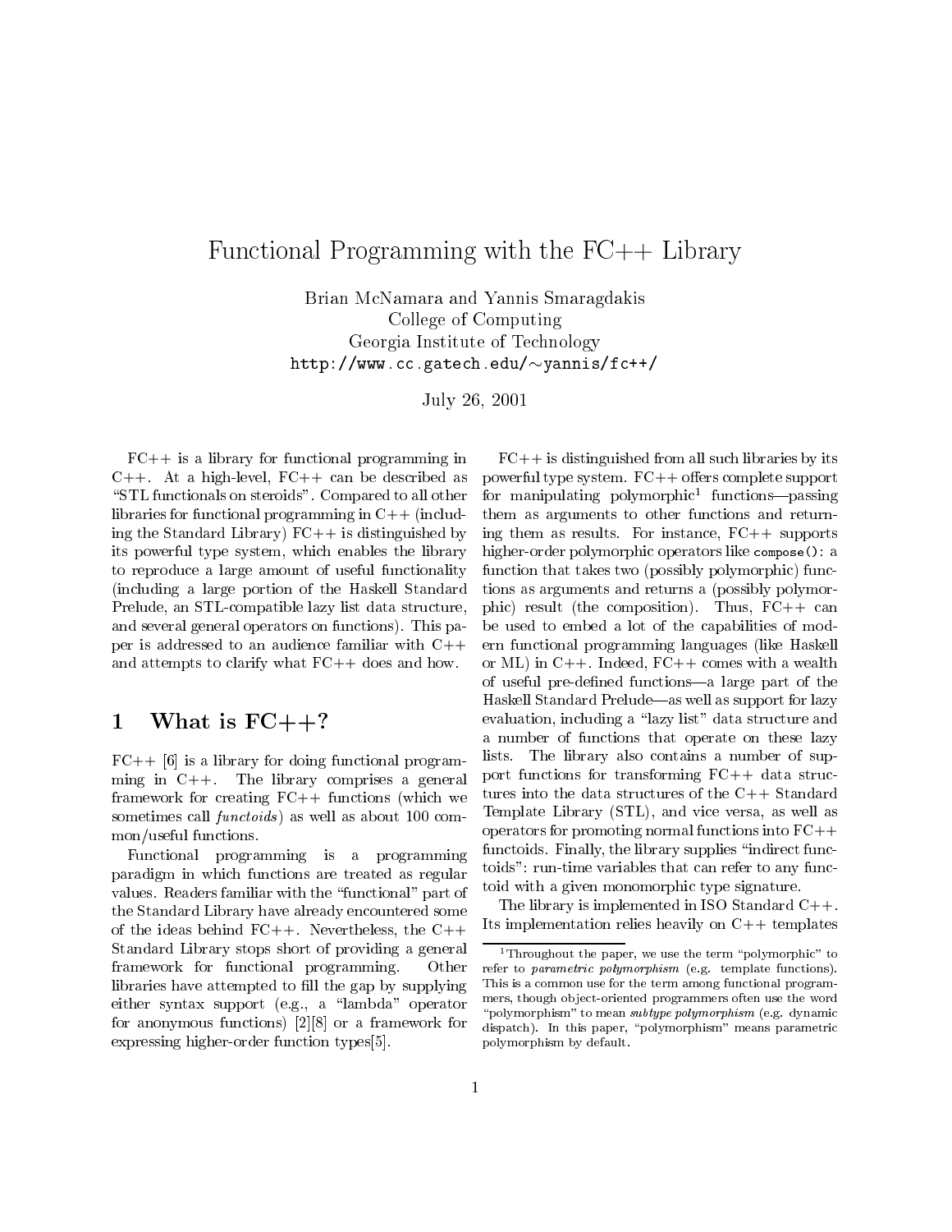# Functional Programming with the FC++ Library

Brian McNamara and Yannis Smaragdakis
College of Computing
Georgia Institute of Technology
`http://www.cc.gatech.edu/~yannis/fc++/`

July 26, 2001

FC++ is a library for functional programming in C++. At a high-level, FC++ can be described as "STL functionals on steroids". Compared to all other libraries for functional programming in C++ (including the Standard Library) FC++ is distinguished by its powerful type system, which enables the library to reproduce a large amount of useful functionality (including a large portion of the Haskell Standard Prelude, an STL-compatible lazy list data structure, and several general operators on functions). This paper is addressed to an audience familiar with C++ and attempts to clarify what FC++ does and how.

## 1 What is FC++?

FC++ [6] is a library for doing functional programming in C++. The library comprises a general framework for creating FC++ functions (which we sometimes call *functoids*) as well as about 100 common/useful functions.

Functional programming is a programming paradigm in which functions are treated as regular values. Readers familiar with the "functional" part of the Standard Library have already encountered some of the ideas behind FC++. Nevertheless, the C++ Standard Library stops short of providing a general framework for functional programming. Other libraries have attempted to fill the gap by supplying either syntax support (e.g., a "lambda" operator for anonymous functions) [2][8] or a framework for expressing higher-order function types[5].

FC++ is distinguished from all such libraries by its powerful type system. FC++ offers complete support for manipulating polymorphic[1] functions—passing them as arguments to other functions and returning them as results. For instance, FC++ supports higher-order polymorphic operators like `compose()`: a function that takes two (possibly polymorphic) functions as arguments and returns a (possibly polymorphic) result (the composition). Thus, FC++ can be used to embed a lot of the capabilities of modern functional programming languages (like Haskell or ML) in C++. Indeed, FC++ comes with a wealth of useful pre-defined functions—a large part of the Haskell Standard Prelude—as well as support for lazy evaluation, including a "lazy list" data structure and a number of functions that operate on these lazy lists. The library also contains a number of support functions for transforming FC++ data structures into the data structures of the C++ Standard Template Library (STL), and vice versa, as well as operators for promoting normal functions into FC++ functoids. Finally, the library supplies "indirect functoids": run-time variables that can refer to any functoid with a given monomorphic type signature.

The library is implemented in ISO Standard C++. Its implementation relies heavily on C++ templates

[1] Throughout the paper, we use the term "polymorphic" to refer to *parametric polymorphism* (e.g. template functions). This is a common use for the term among functional programmers, though object-oriented programmers often use the word "polymorphism" to mean *subtype polymorphism* (e.g. dynamic dispatch). In this paper, "polymorphism" means parametric polymorphism by default.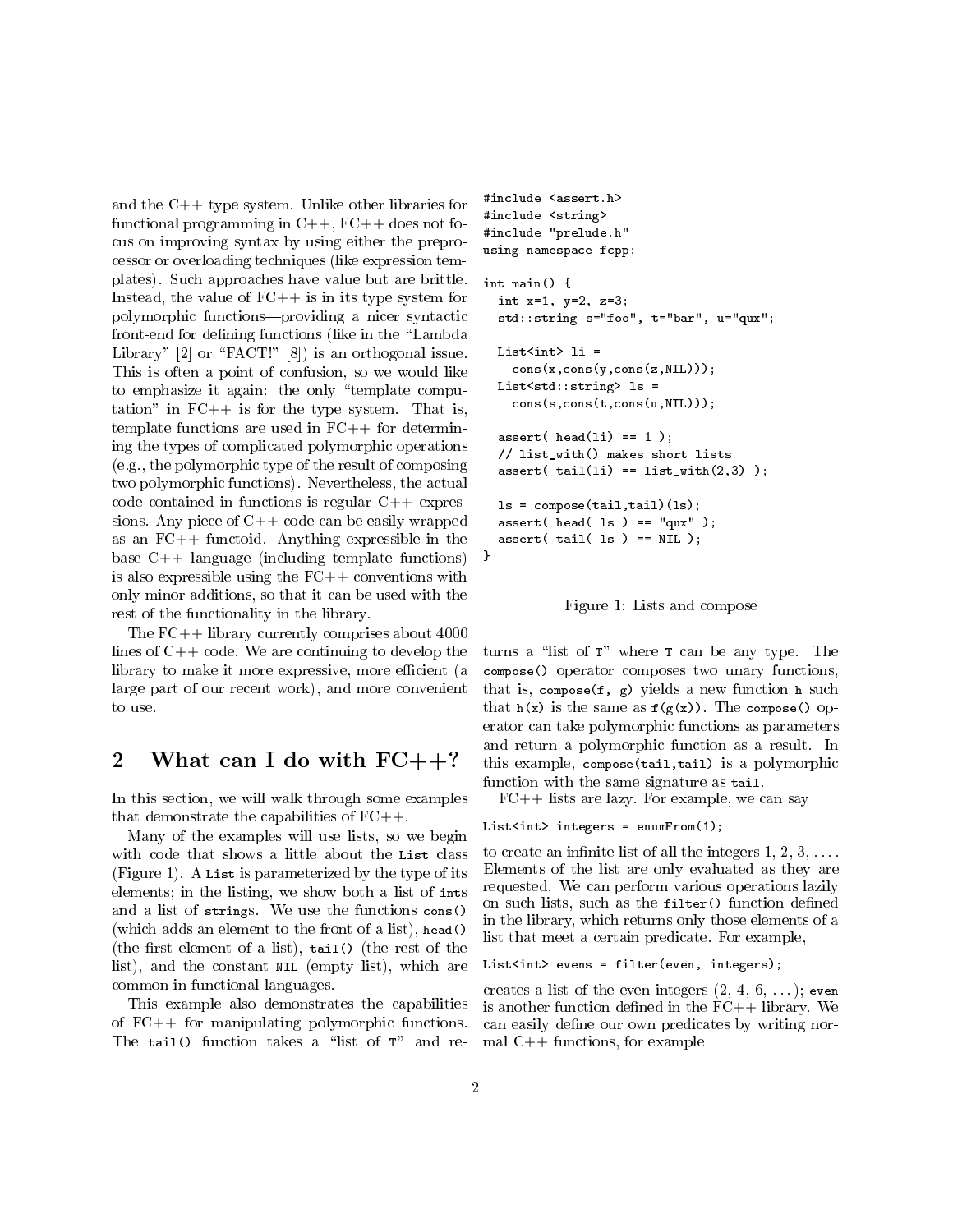and the C++ type system. Unlike other libraries for functional programming in C++, FC++ does not focus on improving syntax by using either the preprocessor or overloading techniques (like expression templates). Such approaches have value but are brittle. Instead, the value of FC++ is in its type system for polymorphic functions—providing a nicer syntactic front-end for defining functions (like in the "Lambda Library" [2] or "FACT!" [8]) is an orthogonal issue. This is often a point of confusion, so we would like to emphasize it again: the only "template computation" in FC++ is for the type system. That is, template functions are used in FC++ for determining the types of complicated polymorphic operations (e.g., the polymorphic type of the result of composing two polymorphic functions). Nevertheless, the actual code contained in functions is regular C++ expressions. Any piece of C++ code can be easily wrapped as an FC++ functoid. Anything expressible in the base C++ language (including template functions) is also expressible using the FC++ conventions with only minor additions, so that it can be used with the rest of the functionality in the library.

The FC++ library currently comprises about 4000 lines of C++ code. We are continuing to develop the library to make it more expressive, more efficient (a large part of our recent work), and more convenient to use.

## 2 What can I do with FC++?

In this section, we will walk through some examples that demonstrate the capabilities of FC++.

Many of the examples will use lists, so we begin with code that shows a little about the `List` class (Figure 1). A `List` is parameterized by the type of its elements; in the listing, we show both a list of `int`s and a list of `string`s. We use the functions `cons()` (which adds an element to the front of a list), `head()` (the first element of a list), `tail()` (the rest of the list), and the constant `NIL` (empty list), which are common in functional languages.

This example also demonstrates the capabilities of FC++ for manipulating polymorphic functions. The `tail()` function takes a "list of `T`" and returns a "list of `T`" where `T` can be any type. The `compose()` operator composes two unary functions, that is, `compose(f, g)` yields a new function `h` such that `h(x)` is the same as `f(g(x))`. The `compose()` operator can take polymorphic functions as parameters and return a polymorphic function as a result. In this example, `compose(tail,tail)` is a polymorphic function with the same signature as `tail`.

```
#include <assert.h>
#include <string>
#include "prelude.h"
using namespace fcpp;

int main() {
  int x=1, y=2, z=3;
  std::string s="foo", t="bar", u="qux";

  List<int> li =
    cons(x,cons(y,cons(z,NIL)));
  List<std::string> ls =
    cons(s,cons(t,cons(u,NIL)));

  assert( head(li) == 1 );
  // list_with() makes short lists
  assert( tail(li) == list_with(2,3) );

  ls = compose(tail,tail)(ls);
  assert( head( ls ) == "qux" );
  assert( tail( ls ) == NIL );
}
```

Figure 1: Lists and compose

FC++ lists are lazy. For example, we can say

```
List<int> integers = enumFrom(1);
```

to create an infinite list of all the integers 1, 2, 3, .... Elements of the list are only evaluated as they are requested. We can perform various operations lazily on such lists, such as the `filter()` function defined in the library, which returns only those elements of a list that meet a certain predicate. For example,

```
List<int> evens = filter(even, integers);
```

creates a list of the even integers (2, 4, 6, ...); `even` is another function defined in the FC++ library. We can easily define our own predicates by writing normal C++ functions, for example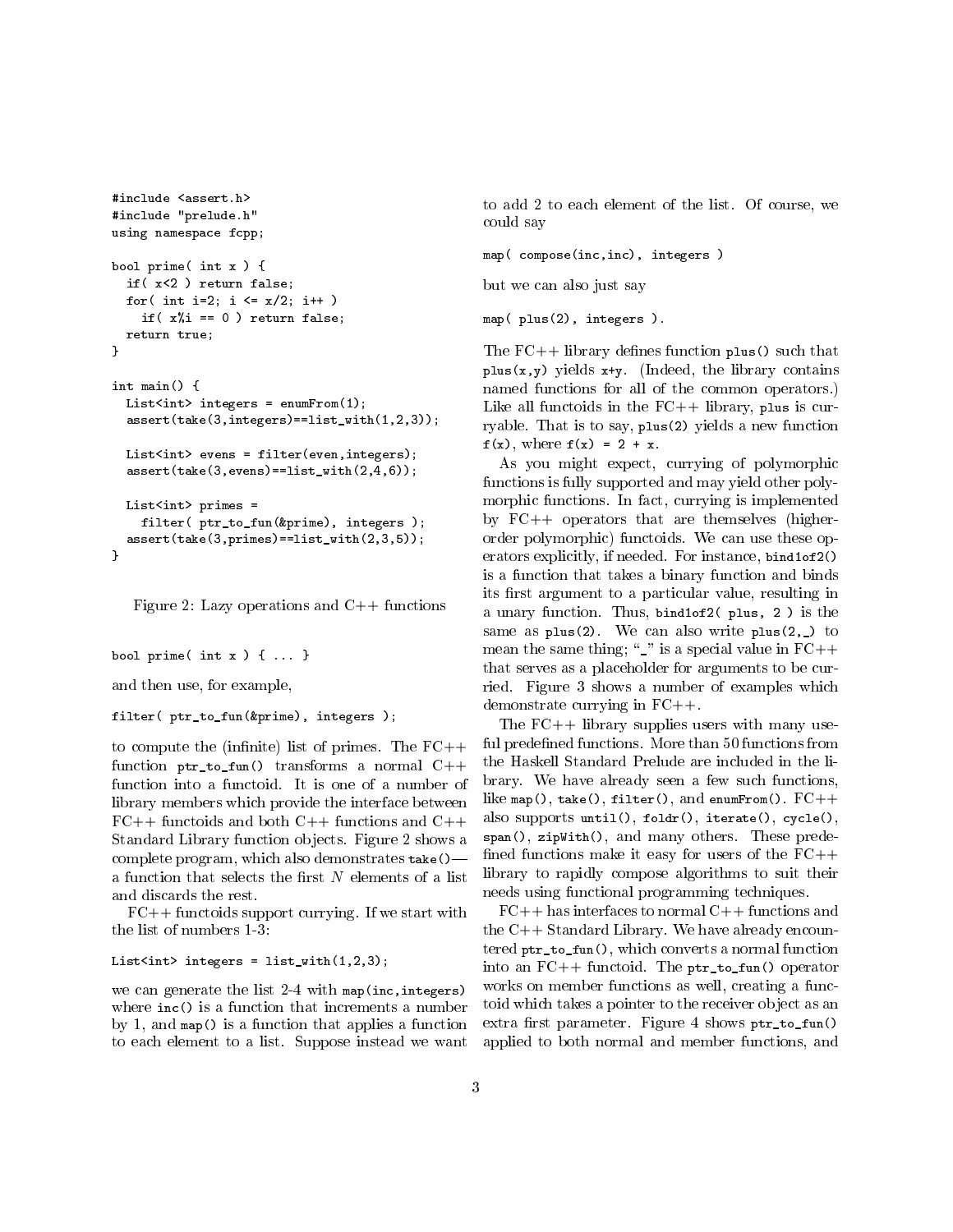```
#include <assert.h>
#include "prelude.h"
using namespace fcpp;

bool prime( int x ) {
  if( x<2 ) return false;
  for( int i=2; i <= x/2; i++ )
    if( x%i == 0 ) return false;
  return true;
}

int main() {
  List<int> integers = enumFrom(1);
  assert(take(3,integers)==list_with(1,2,3));

  List<int> evens = filter(even,integers);
  assert(take(3,evens)==list_with(2,4,6));

  List<int> primes =
    filter( ptr_to_fun(&prime), integers );
  assert(take(3,primes)==list_with(2,3,5));
}
```

Figure 2: Lazy operations and C++ functions

```
bool prime( int x ) { ... }
```

and then use, for example,

```
filter( ptr_to_fun(&prime), integers );
```

to compute the (infinite) list of primes. The FC++ function `ptr_to_fun()` transforms a normal C++ function into a functoid. It is one of a number of library members which provide the interface between FC++ functoids and both C++ functions and C++ Standard Library function objects. Figure 2 shows a complete program, which also demonstrates `take()`—a function that selects the first $N$ elements of a list and discards the rest.

FC++ functoids support currying. If we start with the list of numbers 1-3:

```
List<int> integers = list_with(1,2,3);
```

we can generate the list 2-4 with `map(inc,integers)` where `inc()` is a function that increments a number by 1, and `map()` is a function that applies a function to each element to a list. Suppose instead we want to add 2 to each element of the list. Of course, we could say

```
map( compose(inc,inc), integers )
```

but we can also just say

```
map( plus(2), integers ).
```

The FC++ library defines function `plus()` such that `plus(x,y)` yields `x+y`. (Indeed, the library contains named functions for all of the common operators.) Like all functoids in the FC++ library, `plus` is curryable. That is to say, `plus(2)` yields a new function `f(x)`, where `f(x) = 2 + x`.

As you might expect, currying of polymorphic functions is fully supported and may yield other polymorphic functions. In fact, currying is implemented by FC++ operators that are themselves (higher-order polymorphic) functoids. We can use these operators explicitly, if needed. For instance, `bind1of2()` is a function that takes a binary function and binds its first argument to a particular value, resulting in a unary function. Thus, `bind1of2( plus, 2 )` is the same as `plus(2)`. We can also write `plus(2,_)` to mean the same thing; "`_`" is a special value in FC++ that serves as a placeholder for arguments to be curried. Figure 3 shows a number of examples which demonstrate currying in FC++.

The FC++ library supplies users with many useful predefined functions. More than 50 functions from the Haskell Standard Prelude are included in the library. We have already seen a few such functions, like `map()`, `take()`, `filter()`, and `enumFrom()`. FC++ also supports `until()`, `foldr()`, `iterate()`, `cycle()`, `span()`, `zipWith()`, and many others. These predefined functions make it easy for users of the FC++ library to rapidly compose algorithms to suit their needs using functional programming techniques.

FC++ has interfaces to normal C++ functions and the C++ Standard Library. We have already encountered `ptr_to_fun()`, which converts a normal function into an FC++ functoid. The `ptr_to_fun()` operator works on member functions as well, creating a functoid which takes a pointer to the receiver object as an extra first parameter. Figure 4 shows `ptr_to_fun()` applied to both normal and member functions, and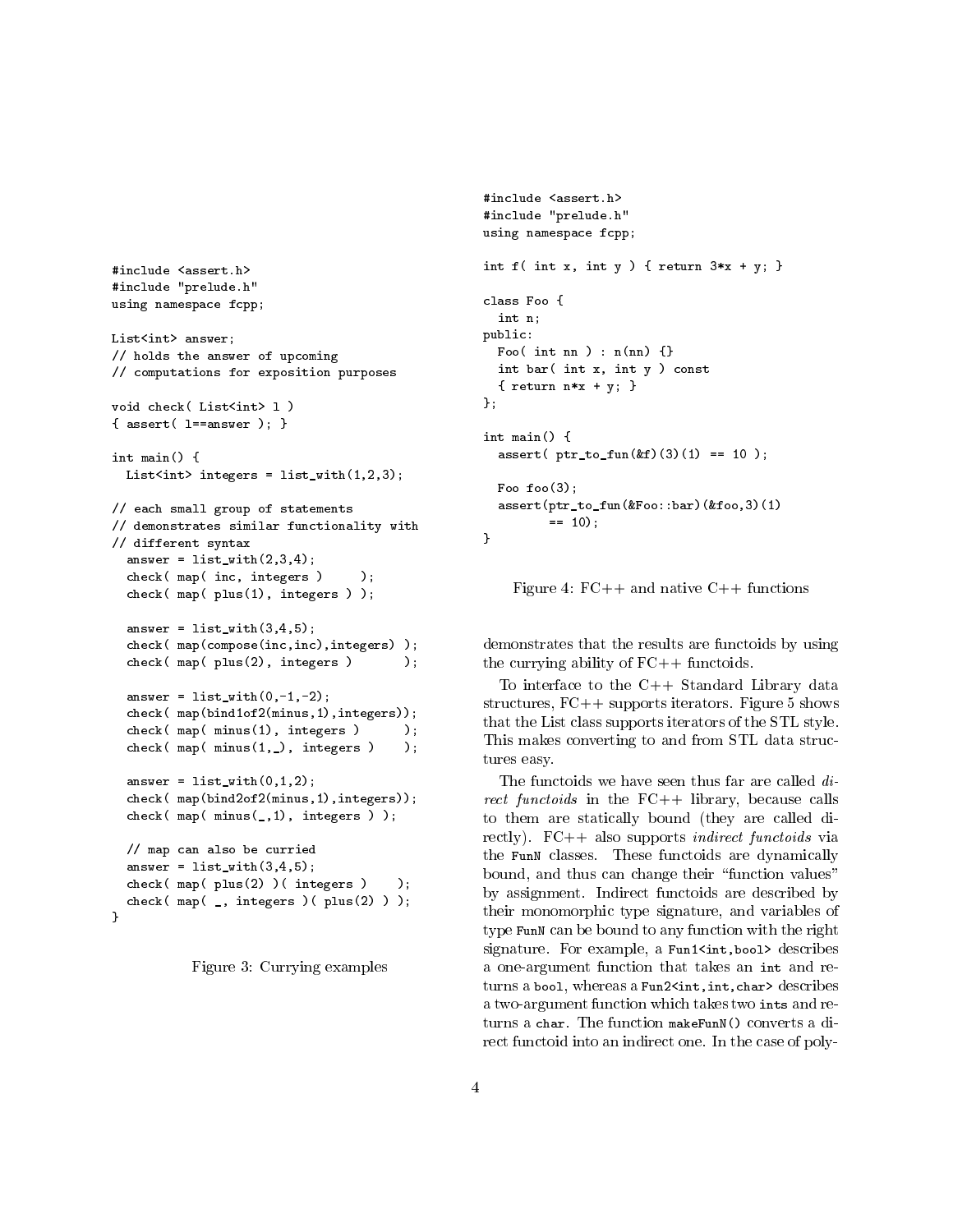```
#include <assert.h>
#include "prelude.h"
using namespace fcpp;

List<int> answer;
// holds the answer of upcoming
// computations for exposition purposes

void check( List<int> l )
{ assert( l==answer ); }

int main() {
  List<int> integers = list_with(1,2,3);

// each small group of statements
// demonstrates similar functionality with
// different syntax
  answer = list_with(2,3,4);
  check( map( inc, integers )     );
  check( map( plus(1), integers ) );

  answer = list_with(3,4,5);
  check( map(compose(inc,inc),integers) );
  check( map( plus(2), integers )       );

  answer = list_with(0,-1,-2);
  check( map(bind1of2(minus,1),integers));
  check( map( minus(1), integers )      );
  check( map( minus(1,_), integers )    );

  answer = list_with(0,1,2);
  check( map(bind2of2(minus,1),integers));
  check( map( minus(_,1), integers ) );

  // map can also be curried
  answer = list_with(3,4,5);
  check( map( plus(2) )( integers )    );
  check( map( _, integers )( plus(2) ) );
}
```

Figure 3: Currying examples

```
#include <assert.h>
#include "prelude.h"
using namespace fcpp;

int f( int x, int y ) { return 3*x + y; }

class Foo {
  int n;
public:
  Foo( int nn ) : n(nn) {}
  int bar( int x, int y ) const
  { return n*x + y; }
};

int main() {
  assert( ptr_to_fun(&f)(3)(1) == 10 );

  Foo foo(3);
  assert(ptr_to_fun(&Foo::bar)(&foo,3)(1)
         == 10);
}
```

Figure 4: FC++ and native C++ functions

demonstrates that the results are functoids by using the currying ability of FC++ functoids.

To interface to the C++ Standard Library data structures, FC++ supports iterators. Figure 5 shows that the List class supports iterators of the STL style. This makes converting to and from STL data structures easy.

The functoids we have seen thus far are called *direct functoids* in the FC++ library, because calls to them are statically bound (they are called directly). FC++ also supports *indirect functoids* via the `FunN` classes. These functoids are dynamically bound, and thus can change their "function values" by assignment. Indirect functoids are described by their monomorphic type signature, and variables of type `FunN` can be bound to any function with the right signature. For example, a `Fun1<int,bool>` describes a one-argument function that takes an `int` and returns a `bool`, whereas a `Fun2<int,int,char>` describes a two-argument function which takes two `int`s and returns a `char`. The function `makeFunN()` converts a direct functoid into an indirect one. In the case of poly-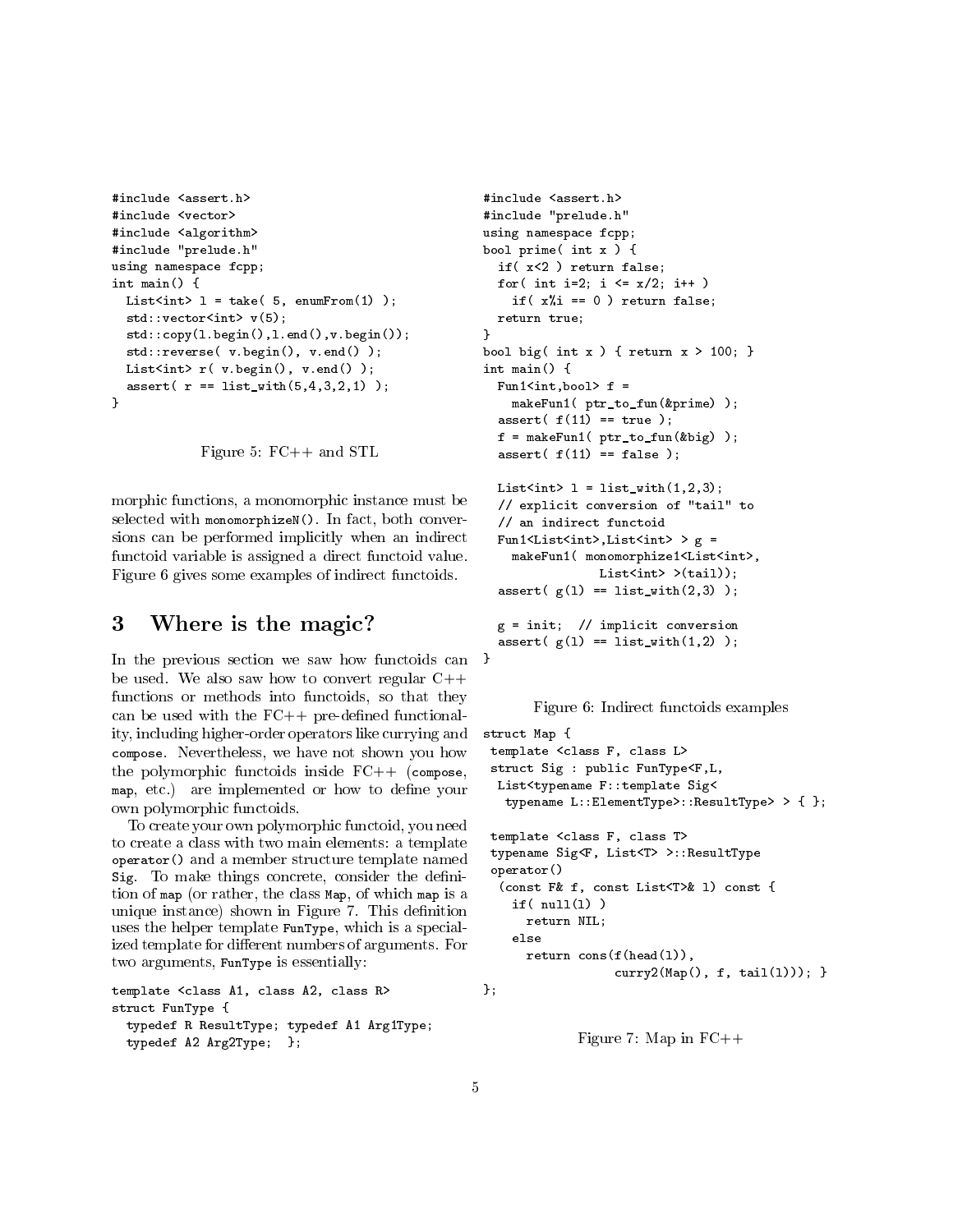```
#include <assert.h>
#include <vector>
#include <algorithm>
#include "prelude.h"
using namespace fcpp;
int main() {
  List<int> l = take( 5, enumFrom(1) );
  std::vector<int> v(5);
  std::copy(l.begin(),l.end(),v.begin());
  std::reverse( v.begin(), v.end() );
  List<int> r( v.begin(), v.end() );
  assert( r == list_with(5,4,3,2,1) );
}
```

Figure 5: FC++ and STL

morphic functions, a monomorphic instance must be selected with `monomorphizeN()`. In fact, both conversions can be performed implicitly when an indirect functoid variable is assigned a direct functoid value. Figure 6 gives some examples of indirect functoids.

# 3 Where is the magic?

In the previous section we saw how functoids can be used. We also saw how to convert regular C++ functions or methods into functoids, so that they can be used with the FC++ pre-defined functionality, including higher-order operators like currying and `compose`. Nevertheless, we have not shown you how the polymorphic functoids inside FC++ (`compose`, `map`, etc.) are implemented or how to define your own polymorphic functoids.

To create your own polymorphic functoid, you need to create a class with two main elements: a template `operator()` and a member structure template named `Sig`. To make things concrete, consider the definition of `map` (or rather, the class `Map`, of which `map` is a unique instance) shown in Figure 7. This definition uses the helper template `FunType`, which is a specialized template for different numbers of arguments. For two arguments, `FunType` is essentially:

```
template <class A1, class A2, class R>
struct FunType {
  typedef R ResultType; typedef A1 Arg1Type;
  typedef A2 Arg2Type;  };
```

```
#include <assert.h>
#include "prelude.h"
using namespace fcpp;
bool prime( int x ) {
  if( x<2 ) return false;
  for( int i=2; i <= x/2; i++ )
    if( x%i == 0 ) return false;
  return true;
}
bool big( int x ) { return x > 100; }
int main() {
  Fun1<int,bool> f =
    makeFun1( ptr_to_fun(&prime) );
  assert( f(11) == true );
  f = makeFun1( ptr_to_fun(&big) );
  assert( f(11) == false );

  List<int> l = list_with(1,2,3);
  // explicit conversion of "tail" to
  // an indirect functoid
  Fun1<List<int>,List<int> > g =
    makeFun1( monomorphize1<List<int>,
              List<int> >(tail));
  assert( g(l) == list_with(2,3) );

  g = init;  // implicit conversion
  assert( g(l) == list_with(1,2) );
}
```

Figure 6: Indirect functoids examples

```
struct Map {
 template <class F, class L>
 struct Sig : public FunType<F,L,
  List<typename F::template Sig<
   typename L::ElementType>::ResultType> > { };

 template <class F, class T>
 typename Sig<F, List<T> >::ResultType
 operator()
  (const F& f, const List<T>& l) const {
    if( null(l) )
      return NIL;
    else
      return cons(f(head(l)),
                  curry2(Map(), f, tail(l))); }
};
```

Figure 7: Map in FC++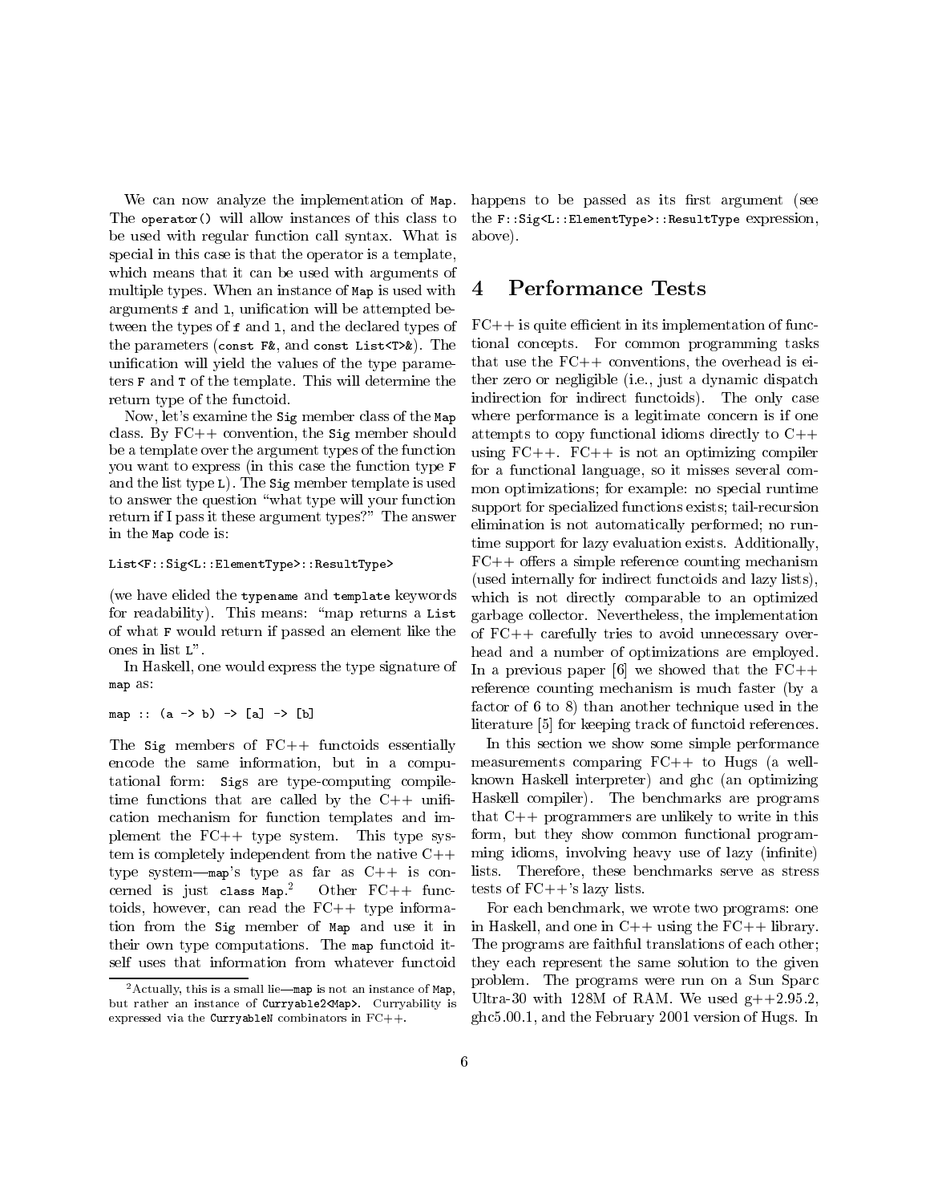We can now analyze the implementation of `Map`. The `operator()` will allow instances of this class to be used with regular function call syntax. What is special in this case is that the operator is a template, which means that it can be used with arguments of multiple types. When an instance of `Map` is used with arguments `f` and `l`, unification will be attempted between the types of `f` and `l`, and the declared types of the parameters (`const F&`, and `const List<T>&`). The unification will yield the values of the type parameters `F` and `T` of the template. This will determine the return type of the functoid.

Now, let's examine the `Sig` member class of the `Map` class. By FC++ convention, the `Sig` member should be a template over the argument types of the function you want to express (in this case the function type `F` and the list type `L`). The `Sig` member template is used to answer the question "what type will your function return if I pass it these argument types?" The answer in the `Map` code is:

```
List<F::Sig<L::ElementType>::ResultType>
```

(we have elided the `typename` and `template` keywords for readability). This means: "map returns a `List` of what `F` would return if passed an element like the ones in list `L`".

In Haskell, one would express the type signature of `map` as:

```
map :: (a -> b) -> [a] -> [b]
```

The `Sig` members of FC++ functoids essentially encode the same information, but in a computational form: `Sig`s are type-computing compile-time functions that are called by the C++ unification mechanism for function templates and implement the FC++ type system. This type system is completely independent from the native C++ type system—`map`'s type as far as C++ is concerned is just `class Map`.[2] Other FC++ functoids, however, can read the FC++ type information from the `Sig` member of `Map` and use it in their own type computations. The `map` functoid itself uses that information from whatever functoid happens to be passed as its first argument (see the `F::Sig<L::ElementType>::ResultType` expression, above).

[2] Actually, this is a small lie—`map` is not an instance of `Map`, but rather an instance of `Curryable2<Map>`. Curryability is expressed via the `CurryableN` combinators in FC++.

# 4 Performance Tests

FC++ is quite efficient in its implementation of functional concepts. For common programming tasks that use the FC++ conventions, the overhead is either zero or negligible (i.e., just a dynamic dispatch indirection for indirect functoids). The only case where performance is a legitimate concern is if one attempts to copy functional idioms directly to C++ using FC++. FC++ is not an optimizing compiler for a functional language, so it misses several common optimizations; for example: no special runtime support for specialized functions exists; tail-recursion elimination is not automatically performed; no runtime support for lazy evaluation exists. Additionally, FC++ offers a simple reference counting mechanism (used internally for indirect functoids and lazy lists), which is not directly comparable to an optimized garbage collector. Nevertheless, the implementation of FC++ carefully tries to avoid unnecessary overhead and a number of optimizations are employed. In a previous paper [6] we showed that the FC++ reference counting mechanism is much faster (by a factor of 6 to 8) than another technique used in the literature [5] for keeping track of functoid references.

In this section we show some simple performance measurements comparing FC++ to Hugs (a well-known Haskell interpreter) and ghc (an optimizing Haskell compiler). The benchmarks are programs that C++ programmers are unlikely to write in this form, but they show common functional programming idioms, involving heavy use of lazy (infinite) lists. Therefore, these benchmarks serve as stress tests of FC++'s lazy lists.

For each benchmark, we wrote two programs: one in Haskell, and one in C++ using the FC++ library. The programs are faithful translations of each other; they each represent the same solution to the given problem. The programs were run on a Sun Sparc Ultra-30 with 128M of RAM. We used g++2.95.2, ghc5.00.1, and the February 2001 version of Hugs. In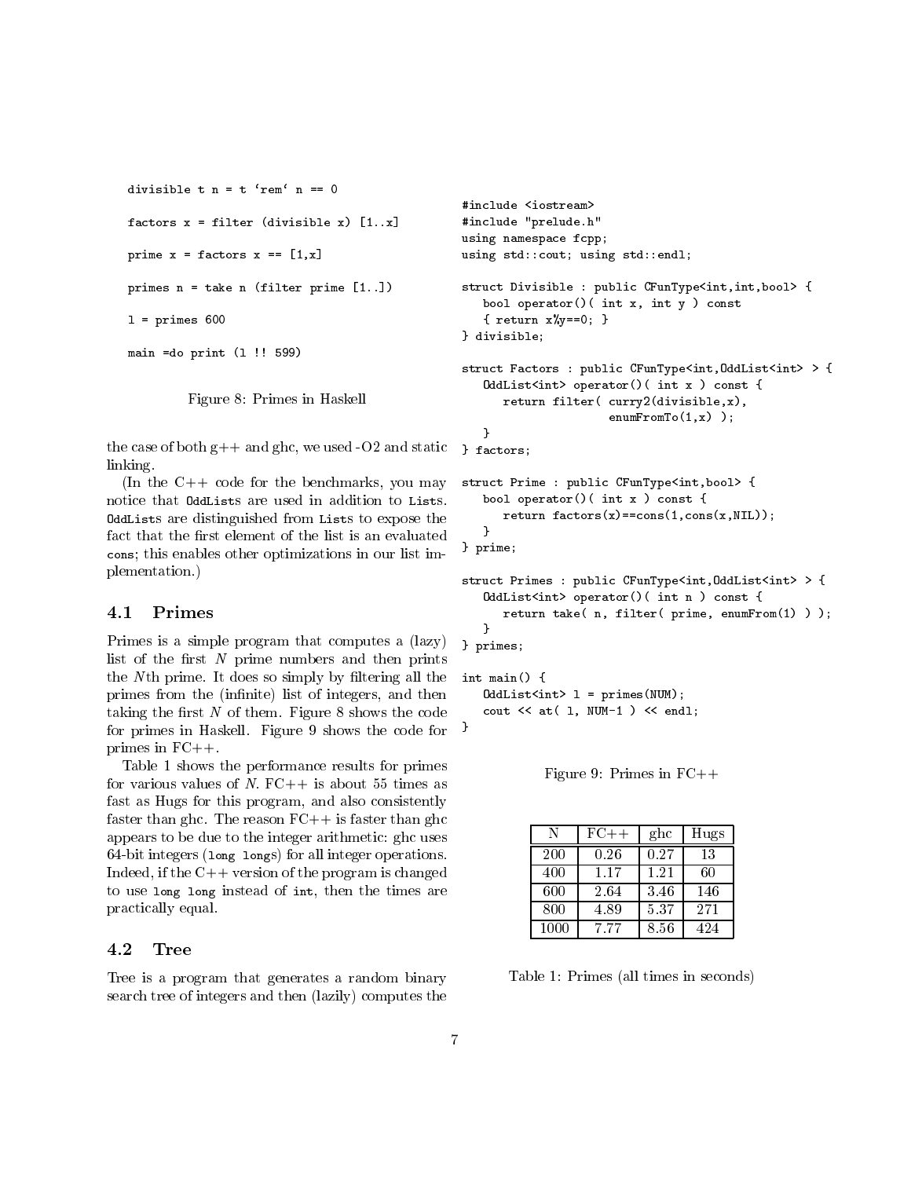```
divisible t n = t `rem` n == 0

factors x = filter (divisible x) [1..x]

prime x = factors x == [1,x]

primes n = take n (filter prime [1..])

l = primes 600

main =do print (l !! 599)
```

Figure 8: Primes in Haskell

the case of both g++ and ghc, we used -O2 and static linking.

(In the C++ code for the benchmarks, you may notice that `OddList`s are used in addition to `List`s. `OddList`s are distinguished from `List`s to expose the fact that the first element of the list is an evaluated `cons`; this enables other optimizations in our list implementation.)

### 4.1 Primes

Primes is a simple program that computes a (lazy) list of the first $N$ prime numbers and then prints the $N$th prime. It does so simply by filtering all the primes from the (infinite) list of integers, and then taking the first $N$ of them. Figure 8 shows the code for primes in Haskell. Figure 9 shows the code for primes in FC++.

Table 1 shows the performance results for primes for various values of $N$. FC++ is about 55 times as fast as Hugs for this program, and also consistently faster than ghc. The reason FC++ is faster than ghc appears to be due to the integer arithmetic: ghc uses 64-bit integers (`long long`s) for all integer operations. Indeed, if the C++ version of the program is changed to use `long long` instead of `int`, then the times are practically equal.

### 4.2 Tree

Tree is a program that generates a random binary search tree of integers and then (lazily) computes the

```
#include <iostream>
#include "prelude.h"
using namespace fcpp;
using std::cout; using std::endl;

struct Divisible : public CFunType<int,int,bool> {
   bool operator()( int x, int y ) const
   { return x%y==0; }
} divisible;

struct Factors : public CFunType<int,OddList<int> > {
   OddList<int> operator()( int x ) const {
      return filter( curry2(divisible,x),
                     enumFromTo(1,x) );
   }
} factors;

struct Prime : public CFunType<int,bool> {
   bool operator()( int x ) const {
      return factors(x)==cons(1,cons(x,NIL));
   }
} prime;

struct Primes : public CFunType<int,OddList<int> > {
   OddList<int> operator()( int n ) const {
      return take( n, filter( prime, enumFrom(1) ) );
   }
} primes;

int main() {
   OddList<int> l = primes(NUM);
   cout << at( l, NUM-1 ) << endl;
}
```

Figure 9: Primes in FC++

| N | FC++ | ghc | Hugs |
|---|---|---|---|
| 200 | 0.26 | 0.27 | 13 |
| 400 | 1.17 | 1.21 | 60 |
| 600 | 2.64 | 3.46 | 146 |
| 800 | 4.89 | 5.37 | 271 |
| 1000 | 7.77 | 8.56 | 424 |

Table 1: Primes (all times in seconds)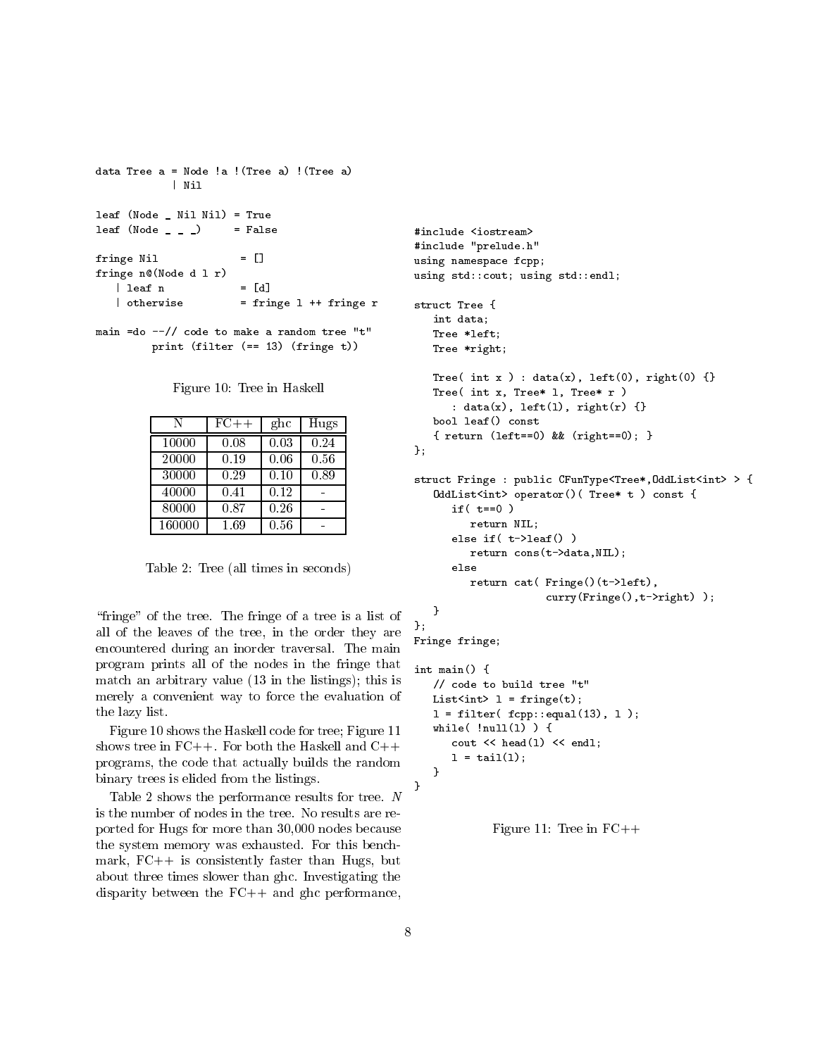```
data Tree a = Node !a !(Tree a) !(Tree a)
            | Nil

leaf (Node _ Nil Nil) = True
leaf (Node _ _ _)     = False

fringe Nil             = []
fringe n@(Node d l r)
   | leaf n            = [d]
   | otherwise         = fringe l ++ fringe r

main =do --// code to make a random tree "t"
         print (filter (== 13) (fringe t))
```

Figure 10: Tree in Haskell

| N | FC++ | ghc | Hugs |
|---|---|---|---|
| 10000 | 0.08 | 0.03 | 0.24 |
| 20000 | 0.19 | 0.06 | 0.56 |
| 30000 | 0.29 | 0.10 | 0.89 |
| 40000 | 0.41 | 0.12 | - |
| 80000 | 0.87 | 0.26 | - |
| 160000 | 1.69 | 0.56 | - |

Table 2: Tree (all times in seconds)

"fringe" of the tree. The fringe of a tree is a list of all of the leaves of the tree, in the order they are encountered during an inorder traversal. The main program prints all of the nodes in the fringe that match an arbitrary value (13 in the listings); this is merely a convenient way to force the evaluation of the lazy list.

Figure 10 shows the Haskell code for tree; Figure 11 shows tree in FC++. For both the Haskell and C++ programs, the code that actually builds the random binary trees is elided from the listings.

Table 2 shows the performance results for tree. $N$ is the number of nodes in the tree. No results are reported for Hugs for more than 30,000 nodes because the system memory was exhausted. For this benchmark, FC++ is consistently faster than Hugs, but about three times slower than ghc. Investigating the disparity between the FC++ and ghc performance,

```
#include <iostream>
#include "prelude.h"
using namespace fcpp;
using std::cout; using std::endl;

struct Tree {
   int data;
   Tree *left;
   Tree *right;

   Tree( int x ) : data(x), left(0), right(0) {}
   Tree( int x, Tree* l, Tree* r )
      : data(x), left(l), right(r) {}
   bool leaf() const
   { return (left==0) && (right==0); }
};

struct Fringe : public CFunType<Tree*,OddList<int> > {
   OddList<int> operator()( Tree* t ) const {
      if( t==0 )
         return NIL;
      else if( t->leaf() )
         return cons(t->data,NIL);
      else
         return cat( Fringe()(t->left),
                     curry(Fringe(),t->right) );
   }
};
Fringe fringe;

int main() {
   // code to build tree "t"
   List<int> l = fringe(t);
   l = filter( fcpp::equal(13), l );
   while( !null(l) ) {
      cout << head(l) << endl;
      l = tail(l);
   }
}
```

Figure 11: Tree in FC++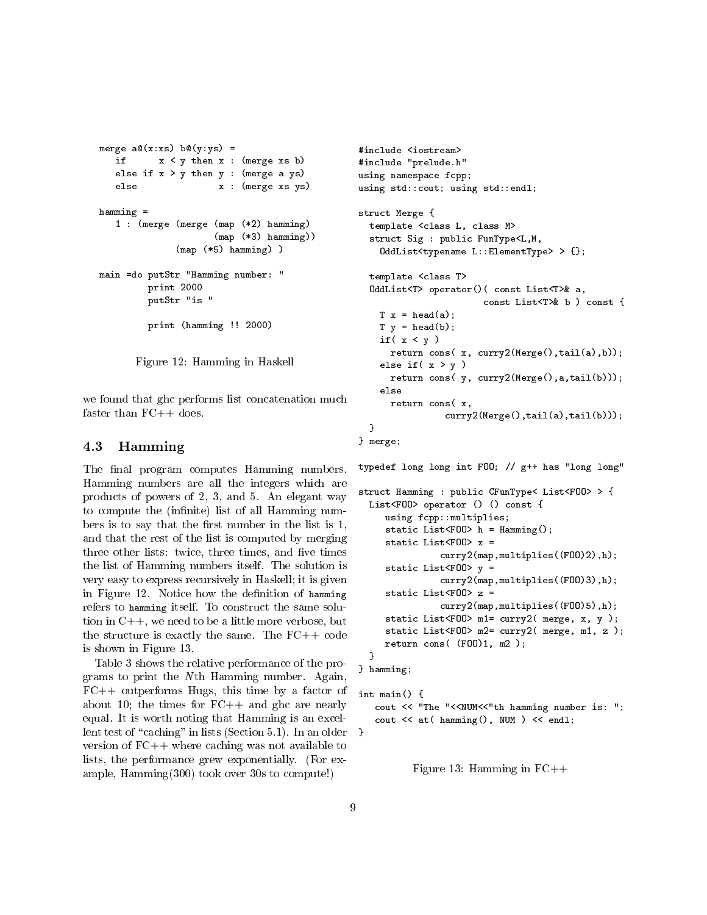```haskell
merge a@(x:xs) b@(y:ys) =
   if      x < y then x : (merge xs b)
   else if x > y then y : (merge a ys)
   else               x : (merge xs ys)

hamming =
   1 : (merge (merge (map (*2) hamming)
                     (map (*3) hamming))
              (map (*5) hamming) )

main =do putStr "Hamming number: "
         print 2000
         putStr "is "

         print (hamming !! 2000)
```

Figure 12: Hamming in Haskell

we found that ghc performs list concatenation much faster than FC++ does.

### 4.3 Hamming

The final program computes Hamming numbers. Hamming numbers are all the integers which are products of powers of 2, 3, and 5. An elegant way to compute the (infinite) list of all Hamming numbers is to say that the first number in the list is 1, and that the rest of the list is computed by merging three other lists: twice, three times, and five times the list of Hamming numbers itself. The solution is very easy to express recursively in Haskell; it is given in Figure 12. Notice how the definition of `hamming` refers to `hamming` itself. To construct the same solution in C++, we need to be a little more verbose, but the structure is exactly the same. The FC++ code is shown in Figure 13.

Table 3 shows the relative performance of the programs to print the $N$th Hamming number. Again, FC++ outperforms Hugs, this time by a factor of about 10; the times for FC++ and ghc are nearly equal. It is worth noting that Hamming is an excellent test of "caching" in lists (Section 5.1). In an older version of FC++ where caching was not available to lists, the performance grew exponentially. (For example, Hamming(300) took over 30s to compute!)

```cpp
#include <iostream>
#include "prelude.h"
using namespace fcpp;
using std::cout; using std::endl;

struct Merge {
  template <class L, class M>
  struct Sig : public FunType<L,M,
    OddList<typename L::ElementType> > {};

  template <class T>
  OddList<T> operator()( const List<T>& a,
                         const List<T>& b ) const {
    T x = head(a);
    T y = head(b);
    if( x < y )
      return cons( x, curry2(Merge(),tail(a),b));
    else if( x > y )
      return cons( y, curry2(Merge(),a,tail(b)));
    else
      return cons( x,
              curry2(Merge(),tail(a),tail(b)));
  }
} merge;

typedef long long int FOO; // g++ has "long long"

struct Hamming : public CFunType< List<FOO> > {
  List<FOO> operator () () const {
     using fcpp::multiplies;
     static List<FOO> h = Hamming();
     static List<FOO> x =
              curry2(map,multiplies((FOO)2),h);
     static List<FOO> y =
              curry2(map,multiplies((FOO)3),h);
     static List<FOO> z =
              curry2(map,multiplies((FOO)5),h);
     static List<FOO> m1= curry2( merge, x, y );
     static List<FOO> m2= curry2( merge, m1, z );
     return cons( (FOO)1, m2 );
  }
} hamming;

int main() {
   cout << "The "<<NUM<<"th hamming number is: ";
   cout << at( hamming(), NUM ) << endl;
}
```

Figure 13: Hamming in FC++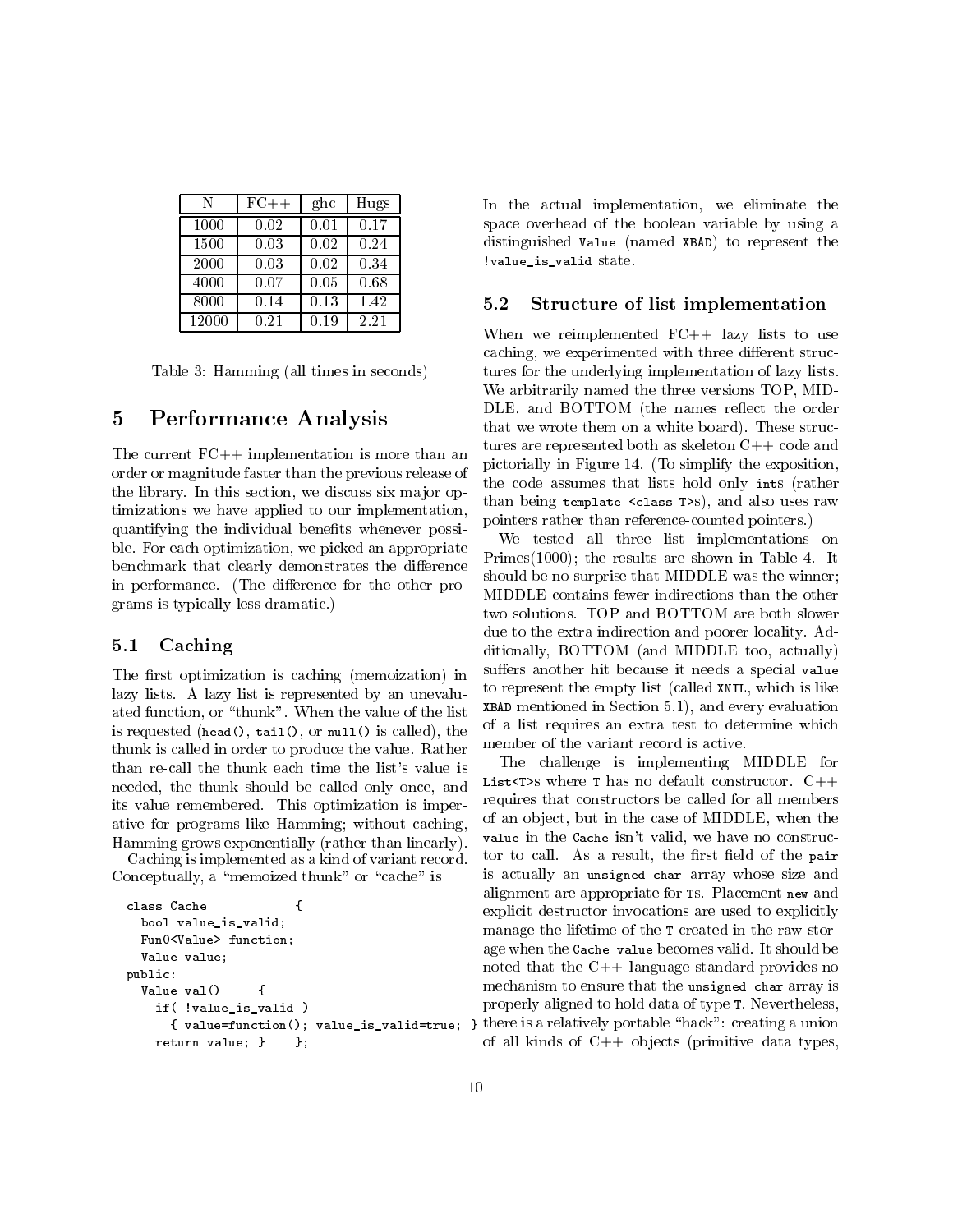| N | FC++ | ghc | Hugs |
|---|---|---|---|
| 1000 | 0.02 | 0.01 | 0.17 |
| 1500 | 0.03 | 0.02 | 0.24 |
| 2000 | 0.03 | 0.02 | 0.34 |
| 4000 | 0.07 | 0.05 | 0.68 |
| 8000 | 0.14 | 0.13 | 1.42 |
| 12000 | 0.21 | 0.19 | 2.21 |

Table 3: Hamming (all times in seconds)

# 5 Performance Analysis

The current FC++ implementation is more than an order or magnitude faster than the previous release of the library. In this section, we discuss six major optimizations we have applied to our implementation, quantifying the individual benefits whenever possible. For each optimization, we picked an appropriate benchmark that clearly demonstrates the difference in performance. (The difference for the other programs is typically less dramatic.)

## 5.1 Caching

The first optimization is caching (memoization) in lazy lists. A lazy list is represented by an unevaluated function, or "thunk". When the value of the list is requested (`head()`, `tail()`, or `null()` is called), the thunk is called in order to produce the value. Rather than re-call the thunk each time the list's value is needed, the thunk should be called only once, and its value remembered. This optimization is imperative for programs like Hamming; without caching, Hamming grows exponentially (rather than linearly).

Caching is implemented as a kind of variant record. Conceptually, a "memoized thunk" or "cache" is

```
class Cache          {
  bool value_is_valid;
  Fun0<Value> function;
  Value value;
public:
  Value val()     {
    if( !value_is_valid )
      { value=function(); value_is_valid=true; }
    return value; }    };
```

In the actual implementation, we eliminate the space overhead of the boolean variable by using a distinguished `Value` (named `XBAD`) to represent the `!value_is_valid` state.

## 5.2 Structure of list implementation

When we reimplemented FC++ lazy lists to use caching, we experimented with three different structures for the underlying implementation of lazy lists. We arbitrarily named the three versions TOP, MIDDLE, and BOTTOM (the names reflect the order that we wrote them on a white board). These structures are represented both as skeleton C++ code and pictorially in Figure 14. (To simplify the exposition, the code assumes that lists hold only `int`s (rather than being `template <class T>`s), and also uses raw pointers rather than reference-counted pointers.)

We tested all three list implementations on Primes(1000); the results are shown in Table 4. It should be no surprise that MIDDLE was the winner; MIDDLE contains fewer indirections than the other two solutions. TOP and BOTTOM are both slower due to the extra indirection and poorer locality. Additionally, BOTTOM (and MIDDLE too, actually) suffers another hit because it needs a special `value` to represent the empty list (called `XNIL`, which is like `XBAD` mentioned in Section 5.1), and every evaluation of a list requires an extra test to determine which member of the variant record is active.

The challenge is implementing MIDDLE for `List<T>`s where `T` has no default constructor. C++ requires that constructors be called for all members of an object, but in the case of MIDDLE, when the `value` in the `Cache` isn't valid, we have no constructor to call. As a result, the first field of the `pair` is actually an `unsigned char` array whose size and alignment are appropriate for `T`s. Placement `new` and explicit destructor invocations are used to explicitly manage the lifetime of the `T` created in the raw storage when the `Cache value` becomes valid. It should be noted that the C++ language standard provides no mechanism to ensure that the `unsigned char` array is properly aligned to hold data of type `T`. Nevertheless, there is a relatively portable "hack": creating a union of all kinds of C++ objects (primitive data types,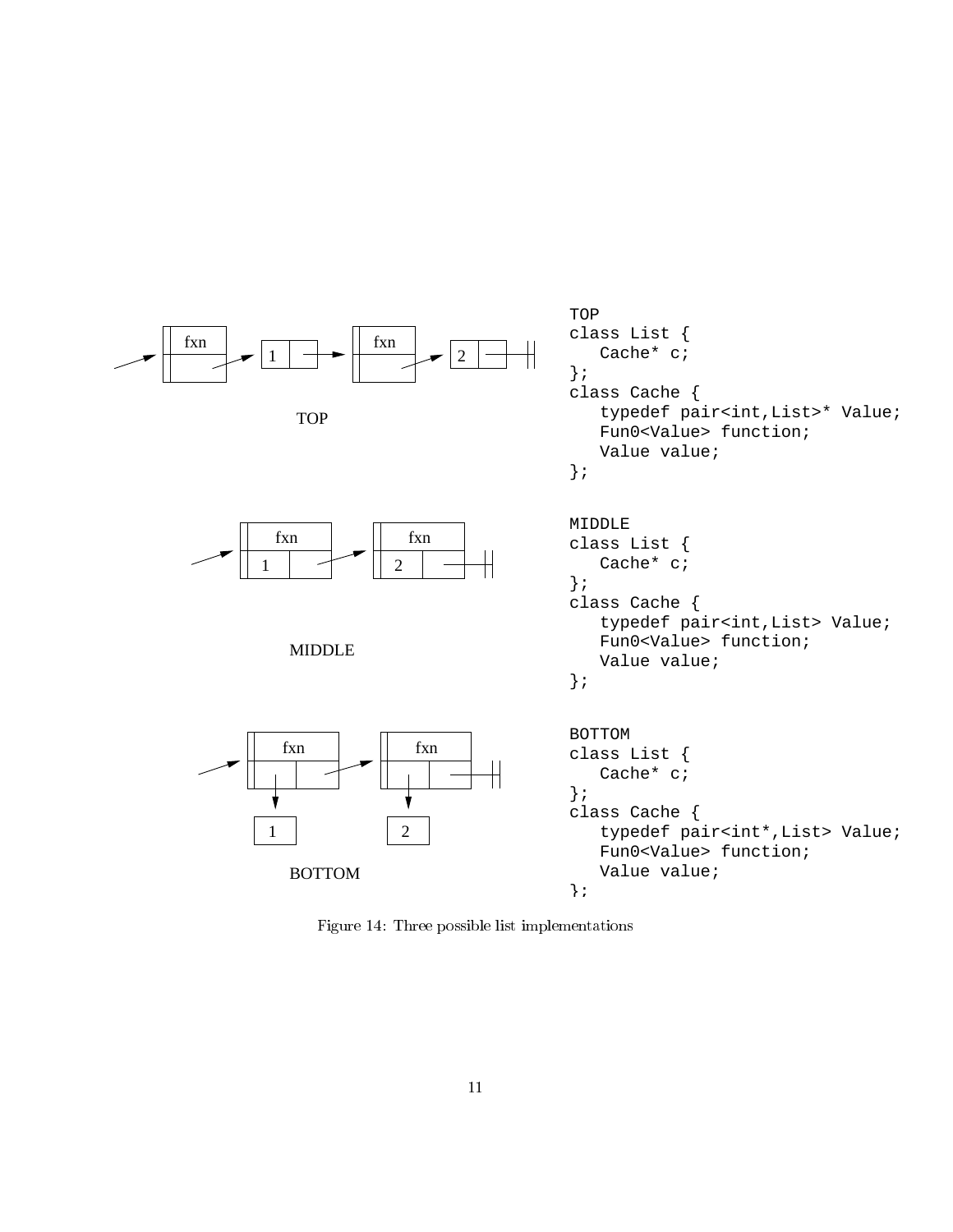TOP

MIDDLE

BOTTOM

```
TOP
class List {
   Cache* c;
};
class Cache {
   typedef pair<int,List>* Value;
   Fun0<Value> function;
   Value value;
};
```

```
MIDDLE
class List {
   Cache* c;
};
class Cache {
   typedef pair<int,List> Value;
   Fun0<Value> function;
   Value value;
};
```

```
BOTTOM
class List {
   Cache* c;
};
class Cache {
   typedef pair<int*,List> Value;
   Fun0<Value> function;
   Value value;
};
```

Figure 14: Three possible list implementations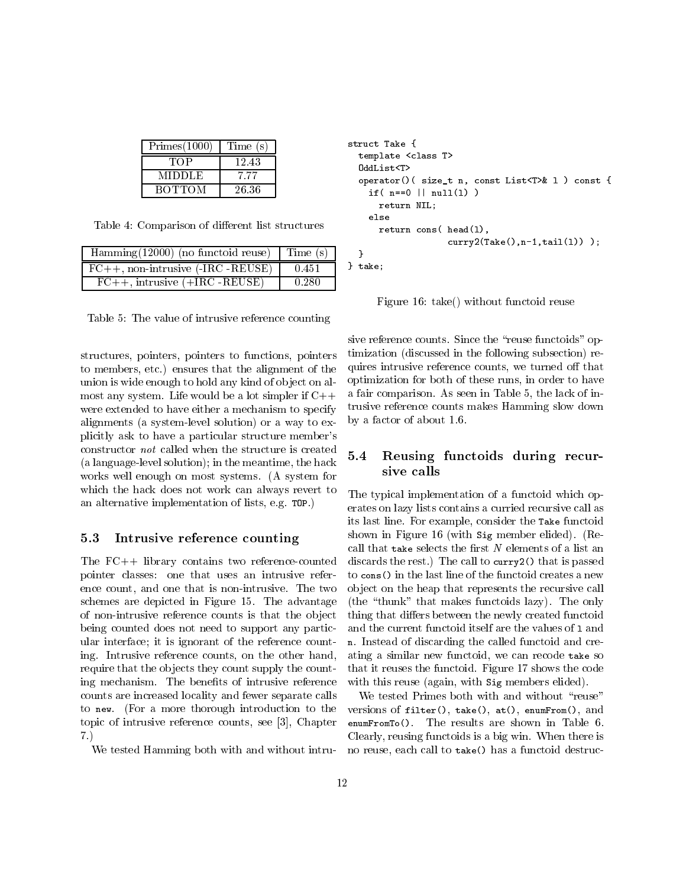| Primes(1000) | Time (s) |
|---|---|
| TOP | 12.43 |
| MIDDLE | 7.77 |
| BOTTOM | 26.36 |

Table 4: Comparison of different list structures

| Hamming(12000) (no functoid reuse) | Time (s) |
|---|---|
| FC++, non-intrusive (-IRC -REUSE) | 0.451 |
| FC++, intrusive (+IRC -REUSE) | 0.280 |

Table 5: The value of intrusive reference counting

structures, pointers, pointers to functions, pointers to members, etc.) ensures that the alignment of the union is wide enough to hold any kind of object on almost any system. Life would be a lot simpler if C++ were extended to have either a mechanism to specify alignments (a system-level solution) or a way to explicitly ask to have a particular structure member's constructor *not* called when the structure is created (a language-level solution); in the meantime, the hack works well enough on most systems. (A system for which the hack does not work can always revert to an alternative implementation of lists, e.g. `TOP`.)

### 5.3 Intrusive reference counting

The FC++ library contains two reference-counted pointer classes: one that uses an intrusive reference count, and one that is non-intrusive. The two schemes are depicted in Figure 15. The advantage of non-intrusive reference counts is that the object being counted does not need to support any particular interface; it is ignorant of the reference counting. Intrusive reference counts, on the other hand, require that the objects they count supply the counting mechanism. The benefits of intrusive reference counts are increased locality and fewer separate calls to `new`. (For a more thorough introduction to the topic of intrusive reference counts, see [3], Chapter 7.)

We tested Hamming both with and without intrusive reference counts. Since the "reuse functoids" optimization (discussed in the following subsection) requires intrusive reference counts, we turned off that optimization for both of these runs, in order to have a fair comparison. As seen in Table 5, the lack of intrusive reference counts makes Hamming slow down by a factor of about 1.6.

```
struct Take {
  template <class T>
  OddList<T>
  operator()( size_t n, const List<T>& l ) const {
    if( n==0 || null(l) )
      return NIL;
    else
      return cons( head(l),
                   curry2(Take(),n-1,tail(l)) );
  }
} take;
```

Figure 16: take() without functoid reuse

### 5.4 Reusing functoids during recursive calls

The typical implementation of a functoid which operates on lazy lists contains a curried recursive call as its last line. For example, consider the `Take` functoid shown in Figure 16 (with `Sig` member elided). (Recall that `take` selects the first $N$ elements of a list an discards the rest.) The call to `curry2()` that is passed to `cons()` in the last line of the functoid creates a new object on the heap that represents the recursive call (the "thunk" that makes functoids lazy). The only thing that differs between the newly created functoid and the current functoid itself are the values of `l` and `n`. Instead of discarding the called functoid and creating a similar new functoid, we can recode `take` so that it reuses the functoid. Figure 17 shows the code with this reuse (again, with `Sig` members elided).

We tested Primes both with and without "reuse" versions of `filter()`, `take()`, `at()`, `enumFrom()`, and `enumFromTo()`. The results are shown in Table 6. Clearly, reusing functoids is a big win. When there is no reuse, each call to `take()` has a functoid destruc-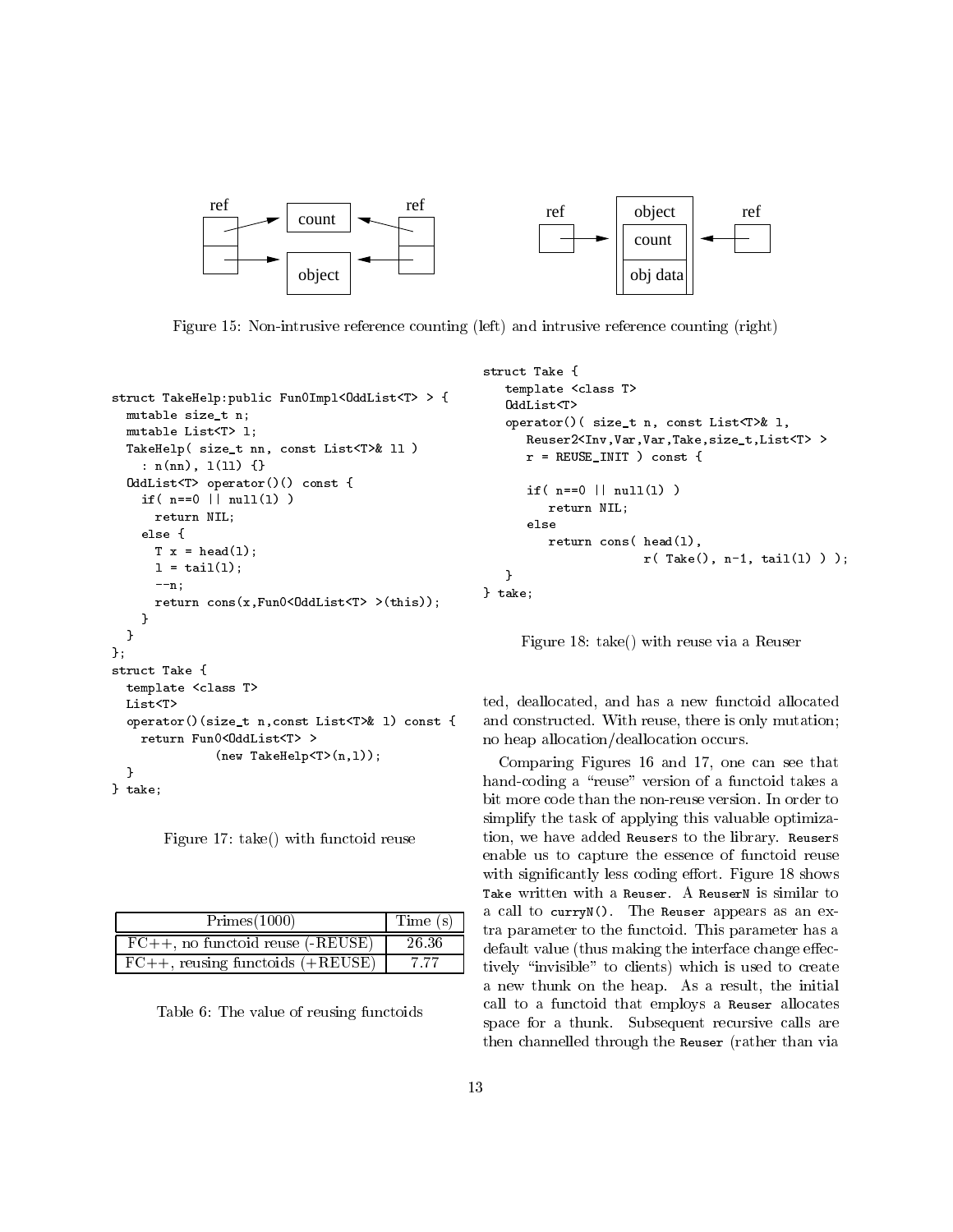Figure 15: Non-intrusive reference counting (left) and intrusive reference counting (right)

```
struct TakeHelp:public Fun0Impl<OddList<T> > {
  mutable size_t n;
  mutable List<T> l;
  TakeHelp( size_t nn, const List<T>& ll )
    : n(nn), l(ll) {}
  OddList<T> operator()() const {
    if( n==0 || null(l) )
      return NIL;
    else {
      T x = head(l);
      l = tail(l);
      --n;
      return cons(x,Fun0<OddList<T> >(this));
    }
  }
};
struct Take {
  template <class T>
  List<T>
  operator()(size_t n,const List<T>& l) const {
    return Fun0<OddList<T> >
              (new TakeHelp<T>(n,l));
  }
} take;
```

Figure 17: take() with functoid reuse

| Primes(1000) | Time (s) |
|---|---|
| FC++, no functoid reuse (-REUSE) | 26.36 |
| FC++, reusing functoids (+REUSE) | 7.77 |

Table 6: The value of reusing functoids

```
struct Take {
   template <class T>
   OddList<T>
   operator()( size_t n, const List<T>& l,
      Reuser2<Inv,Var,Var,Take,size_t,List<T> >
      r = REUSE_INIT ) const {

      if( n==0 || null(l) )
         return NIL;
      else
         return cons( head(l),
                      r( Take(), n-1, tail(l) ) );
   }
} take;
```

Figure 18: take() with reuse via a Reuser

ted, deallocated, and has a new functoid allocated and constructed. With reuse, there is only mutation; no heap allocation/deallocation occurs.

Comparing Figures 16 and 17, one can see that hand-coding a "reuse" version of a functoid takes a bit more code than the non-reuse version. In order to simplify the task of applying this valuable optimization, we have added `Reuser`s to the library. `Reuser`s enable us to capture the essence of functoid reuse with significantly less coding effort. Figure 18 shows `Take` written with a `Reuser`. A `ReuserN` is similar to a call to `curryN()`. The `Reuser` appears as an extra parameter to the functoid. This parameter has a default value (thus making the interface change effectively "invisible" to clients) which is used to create a new thunk on the heap. As a result, the initial call to a functoid that employs a `Reuser` allocates space for a thunk. Subsequent recursive calls are then channelled through the `Reuser` (rather than via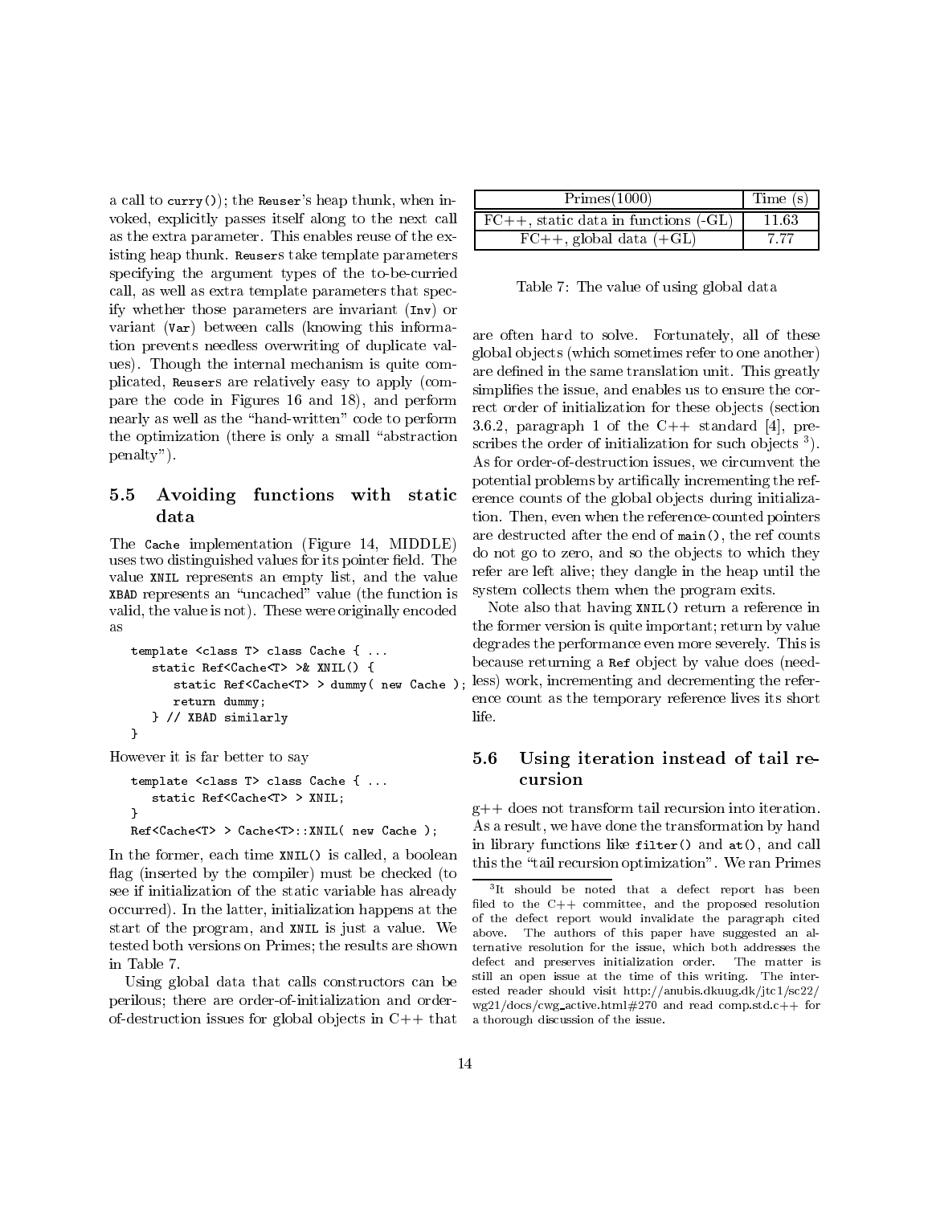a call to `curry()`; the `Reuser`'s heap thunk, when invoked, explicitly passes itself along to the next call as the extra parameter. This enables reuse of the existing heap thunk. `Reuser`s take template parameters specifying the argument types of the to-be-curried call, as well as extra template parameters that specify whether those parameters are invariant (`Inv`) or variant (`Var`) between calls (knowing this information prevents needless overwriting of duplicate values). Though the internal mechanism is quite complicated, `Reuser`s are relatively easy to apply (compare the code in Figures 16 and 18), and perform nearly as well as the "hand-written" code to perform the optimization (there is only a small "abstraction penalty").

### 5.5 Avoiding functions with static data

The `Cache` implementation (Figure 14, MIDDLE) uses two distinguished values for its pointer field. The value `XNIL` represents an empty list, and the value `XBAD` represents an "uncached" value (the function is valid, the value is not). These were originally encoded as

```
template <class T> class Cache { ...
   static Ref<Cache<T> >& XNIL() {
      static Ref<Cache<T> > dummy( new Cache );
      return dummy;
   } // XBAD similarly
}
```

However it is far better to say

```
template <class T> class Cache { ...
   static Ref<Cache<T> > XNIL;
}
Ref<Cache<T> > Cache<T>::XNIL( new Cache );
```

In the former, each time `XNIL()` is called, a boolean flag (inserted by the compiler) must be checked (to see if initialization of the static variable has already occurred). In the latter, initialization happens at the start of the program, and `XNIL` is just a value. We tested both versions on Primes; the results are shown in Table 7.

| Primes(1000) | Time (s) |
|---|---|
| FC++, static data in functions (-GL) | 11.63 |
| FC++, global data (+GL) | 7.77 |

Table 7: The value of using global data

Using global data that calls constructors can be perilous; there are order-of-initialization and order-of-destruction issues for global objects in C++ that are often hard to solve. Fortunately, all of these global objects (which sometimes refer to one another) are defined in the same translation unit. This greatly simplifies the issue, and enables us to ensure the correct order of initialization for these objects (section 3.6.2, paragraph 1 of the C++ standard [4], prescribes the order of initialization for such objects [3]). As for order-of-destruction issues, we circumvent the potential problems by artifically incrementing the reference counts of the global objects during initialization. Then, even when the reference-counted pointers are destructed after the end of `main()`, the ref counts do not go to zero, and so the objects to which they refer are left alive; they dangle in the heap until the system collects them when the program exits.

Note also that having `XNIL()` return a reference in the former version is quite important; return by value degrades the performance even more severely. This is because returning a `Ref` object by value does (needless) work, incrementing and decrementing the reference count as the temporary reference lives its short life.

### 5.6 Using iteration instead of tail recursion

g++ does not transform tail recursion into iteration. As a result, we have done the transformation by hand in library functions like `filter()` and `at()`, and call this the "tail recursion optimization". We ran Primes

[3] It should be noted that a defect report has been filed to the C++ committee, and the proposed resolution of the defect report would invalidate the paragraph cited above. The authors of this paper have suggested an alternative resolution for the issue, which both addresses the defect and preserves initialization order. The matter is still an open issue at the time of this writing. The interested reader should visit http://anubis.dkuug.dk/jtc1/sc22/wg21/docs/cwg_active.html#270 and read comp.std.c++ for a thorough discussion of the issue.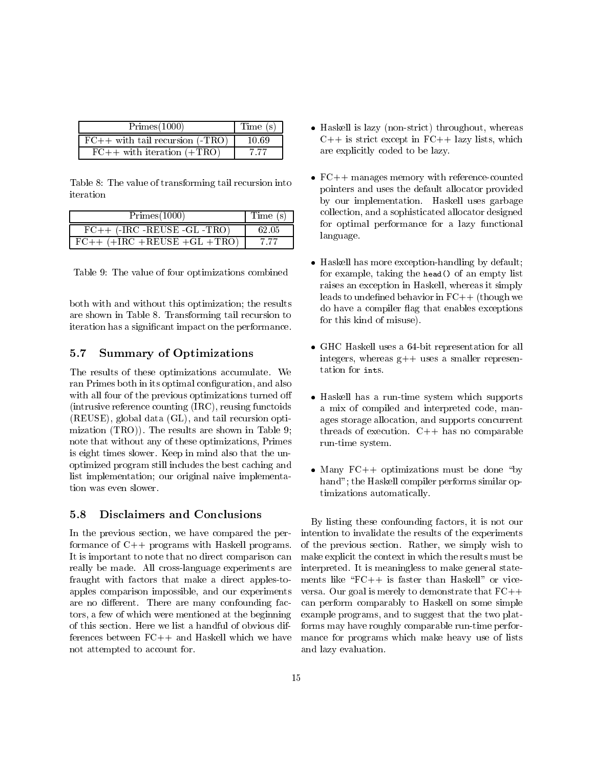| Primes(1000) | Time (s) |
|---|---|
| FC++ with tail recursion (-TRO) | 10.69 |
| FC++ with iteration (+TRO) | 7.77 |

Table 8: The value of transforming tail recursion into iteration

| Primes(1000) | Time (s) |
|---|---|
| FC++ (-IRC -REUSE -GL -TRO) | 62.05 |
| FC++ (+IRC +REUSE +GL +TRO) | 7.77 |

Table 9: The value of four optimizations combined

both with and without this optimization; the results are shown in Table 8. Transforming tail recursion to iteration has a significant impact on the performance.

### 5.7 Summary of Optimizations

The results of these optimizations accumulate. We ran Primes both in its optimal configuration, and also with all four of the previous optimizations turned off (intrusive reference counting (IRC), reusing functoids (REUSE), global data (GL), and tail recursion optimization (TRO)). The results are shown in Table 9; note that without any of these optimizations, Primes is eight times slower. Keep in mind also that the unoptimized program still includes the best caching and list implementation; our original naive implementation was even slower.

### 5.8 Disclaimers and Conclusions

In the previous section, we have compared the performance of C++ programs with Haskell programs. It is important to note that no direct comparison can really be made. All cross-language experiments are fraught with factors that make a direct apples-to-apples comparison impossible, and our experiments are no different. There are many confounding factors, a few of which were mentioned at the beginning of this section. Here we list a handful of obvious differences between FC++ and Haskell which we have not attempted to account for.

- Haskell is lazy (non-strict) throughout, whereas C++ is strict except in FC++ lazy lists, which are explicitly coded to be lazy.
- FC++ manages memory with reference-counted pointers and uses the default allocator provided by our implementation. Haskell uses garbage collection, and a sophisticated allocator designed for optimal performance for a lazy functional language.
- Haskell has more exception-handling by default; for example, taking the `head()` of an empty list raises an exception in Haskell, whereas it simply leads to undefined behavior in FC++ (though we do have a compiler flag that enables exceptions for this kind of misuse).
- GHC Haskell uses a 64-bit representation for all integers, whereas g++ uses a smaller representation for `int`s.
- Haskell has a run-time system which supports a mix of compiled and interpreted code, manages storage allocation, and supports concurrent threads of execution. C++ has no comparable run-time system.
- Many FC++ optimizations must be done "by hand"; the Haskell compiler performs similar optimizations automatically.

By listing these confounding factors, it is not our intention to invalidate the results of the experiments of the previous section. Rather, we simply wish to make explicit the context in which the results must be interpreted. It is meaningless to make general statements like "FC++ is faster than Haskell" or vice-versa. Our goal is merely to demonstrate that FC++ can perform comparably to Haskell on some simple example programs, and to suggest that the two platforms may have roughly comparable run-time performance for programs which make heavy use of lists and lazy evaluation.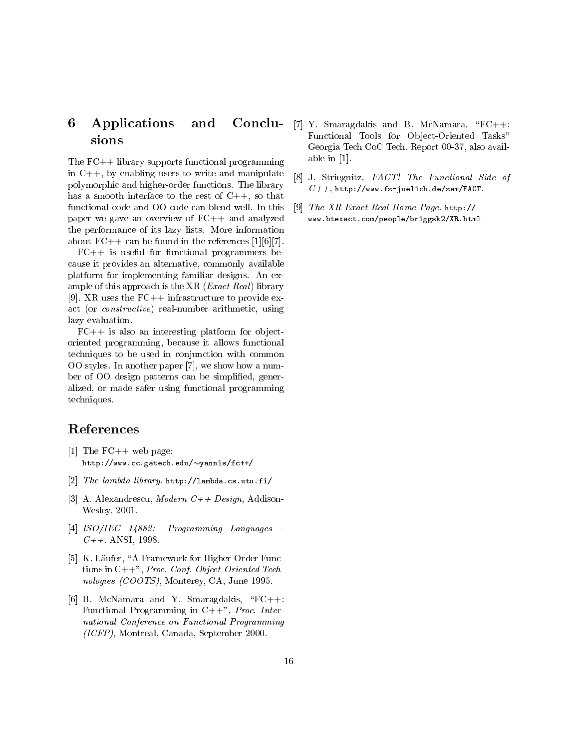## 6 Applications and Conclusions

The FC++ library supports functional programming in C++, by enabling users to write and manipulate polymorphic and higher-order functions. The library has a smooth interface to the rest of C++, so that functional code and OO code can blend well. In this paper we gave an overview of FC++ and analyzed the performance of its lazy lists. More information about FC++ can be found in the references [1][6][7].

FC++ is useful for functional programmers because it provides an alternative, commonly available platform for implementing familiar designs. An example of this approach is the XR (*Exact Real*) library [9]. XR uses the FC++ infrastructure to provide exact (or *constructive*) real-number arithmetic, using lazy evaluation.

FC++ is also an interesting platform for object-oriented programming, because it allows functional techniques to be used in conjunction with common OO styles. In another paper [7], we show how a number of OO design patterns can be simplified, generalized, or made safer using functional programming techniques.

## References

[1] The FC++ web page: `http://www.cc.gatech.edu/~yannis/fc++/`

[2] *The lambda library*. `http://lambda.cs.utu.fi/`

[3] A. Alexandrescu, *Modern C++ Design*, Addison-Wesley, 2001.

[4] *ISO/IEC 14882: Programming Languages – C++*. ANSI, 1998.

[5] K. Läufer, "A Framework for Higher-Order Functions in C++", *Proc. Conf. Object-Oriented Technologies (COOTS)*, Monterey, CA, June 1995.

[6] B. McNamara and Y. Smaragdakis, "FC++: Functional Programming in C++", *Proc. International Conference on Functional Programming (ICFP)*, Montreal, Canada, September 2000.

[7] Y. Smaragdakis and B. McNamara, "FC++: Functional Tools for Object-Oriented Tasks" Georgia Tech CoC Tech. Report 00-37, also available in [1].

[8] J. Striegnitz, *FACT! The Functional Side of C++*, `http://www.fz-juelich.de/zam/FACT`.

[9] *The XR Exact Real Home Page*. `http://www.btexact.com/people/briggsk2/XR.html`